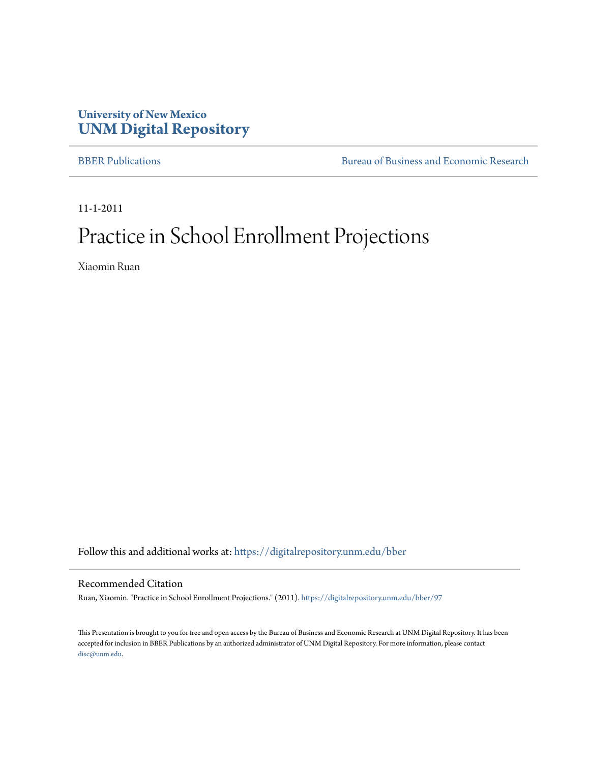University of New Mexico
**UNM Digital Repository**

BBER Publications | Bureau of Business and Economic Research

11-1-2011

# Practice in School Enrollment Projections

Xiaomin Ruan

Follow this and additional works at: https://digitalrepository.unm.edu/bber

## Recommended Citation

Ruan, Xiaomin. "Practice in School Enrollment Projections." (2011). https://digitalrepository.unm.edu/bber/97

This Presentation is brought to you for free and open access by the Bureau of Business and Economic Research at UNM Digital Repository. It has been accepted for inclusion in BBER Publications by an authorized administrator of UNM Digital Repository. For more information, please contact disc@unm.edu.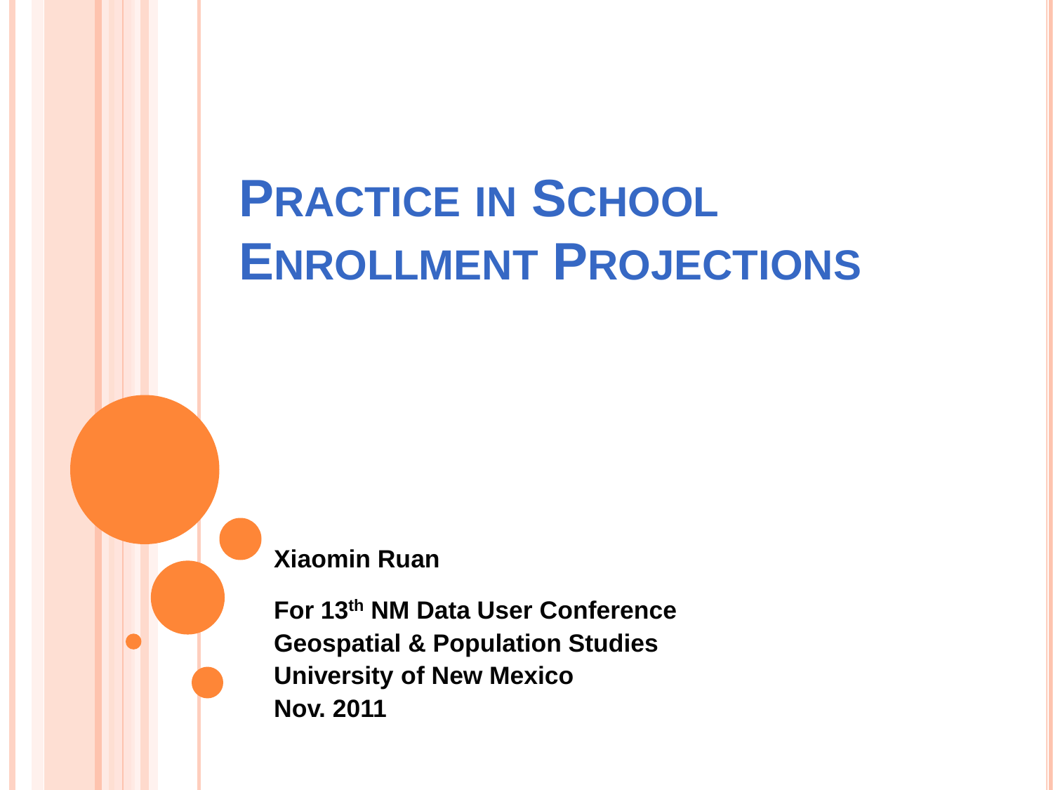# Practice in School Enrollment Projections

**Xiaomin Ruan**

**For 13th NM Data User Conference**
**Geospatial & Population Studies**
**University of New Mexico**
**Nov. 2011**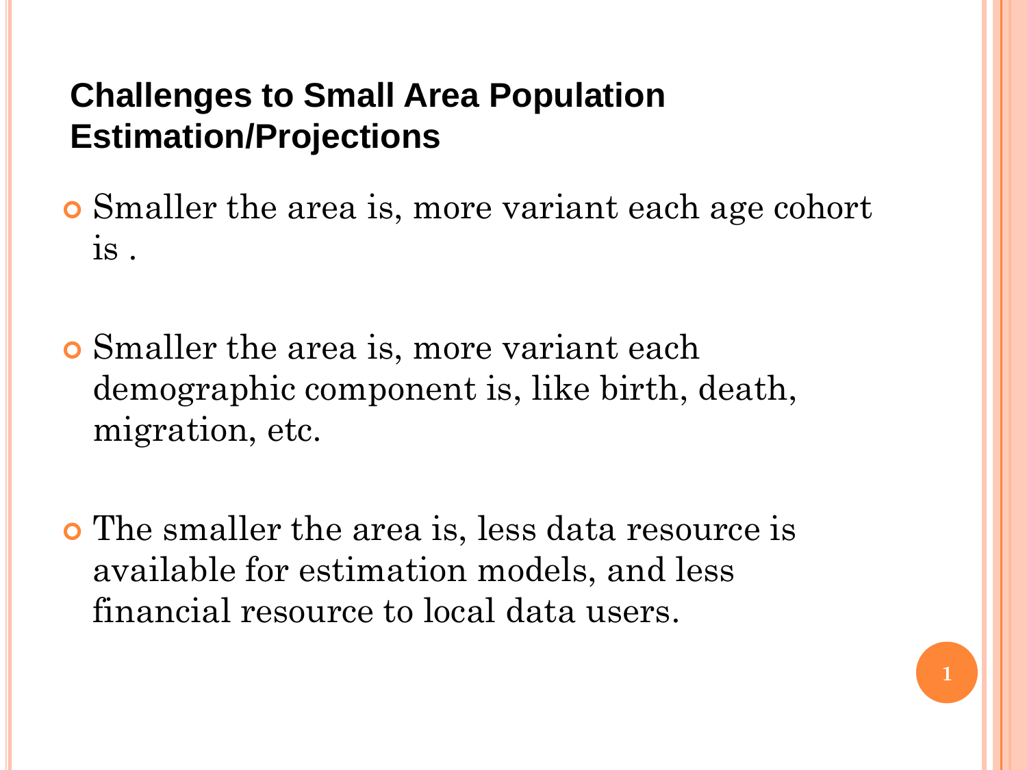## Challenges to Small Area Population Estimation/Projections

- Smaller the area is, more variant each age cohort is .

- Smaller the area is, more variant each demographic component is, like birth, death, migration, etc.

- The smaller the area is, less data resource is available for estimation models, and less financial resource to local data users.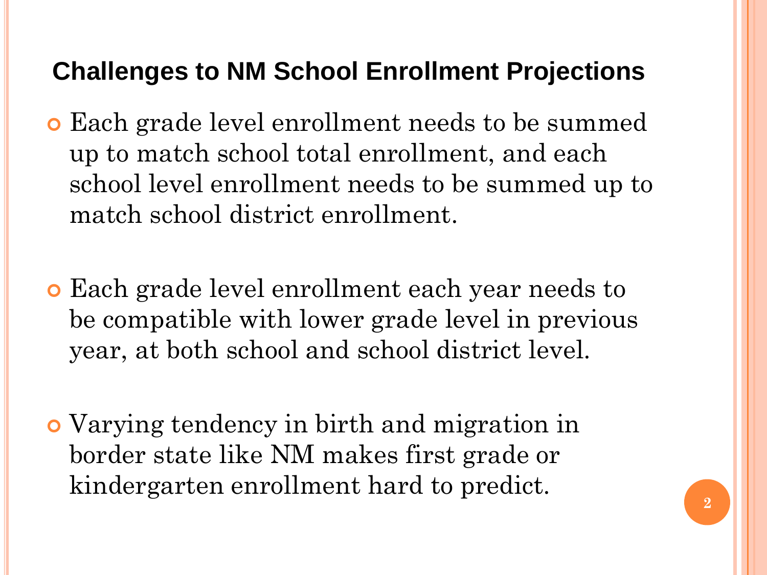## Challenges to NM School Enrollment Projections

- Each grade level enrollment needs to be summed up to match school total enrollment, and each school level enrollment needs to be summed up to match school district enrollment.

- Each grade level enrollment each year needs to be compatible with lower grade level in previous year, at both school and school district level.

- Varying tendency in birth and migration in border state like NM makes first grade or kindergarten enrollment hard to predict.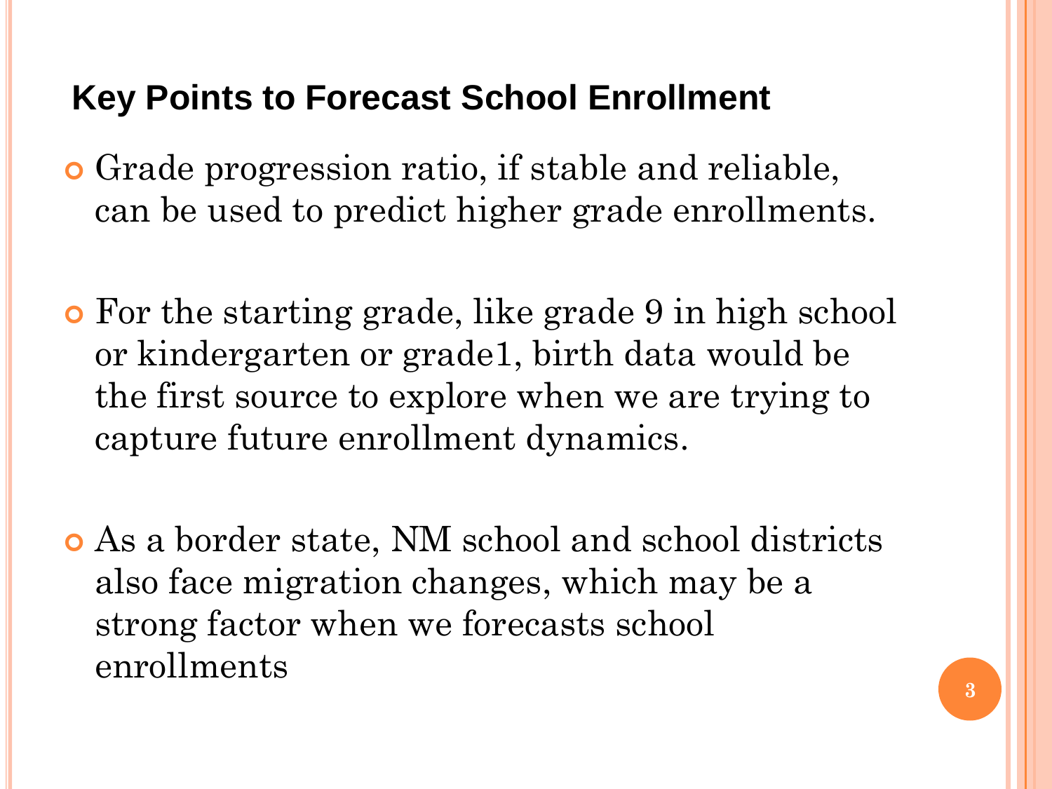## Key Points to Forecast School Enrollment

- Grade progression ratio, if stable and reliable, can be used to predict higher grade enrollments.

- For the starting grade, like grade 9 in high school or kindergarten or grade1, birth data would be the first source to explore when we are trying to capture future enrollment dynamics.

- As a border state, NM school and school districts also face migration changes, which may be a strong factor when we forecasts school enrollments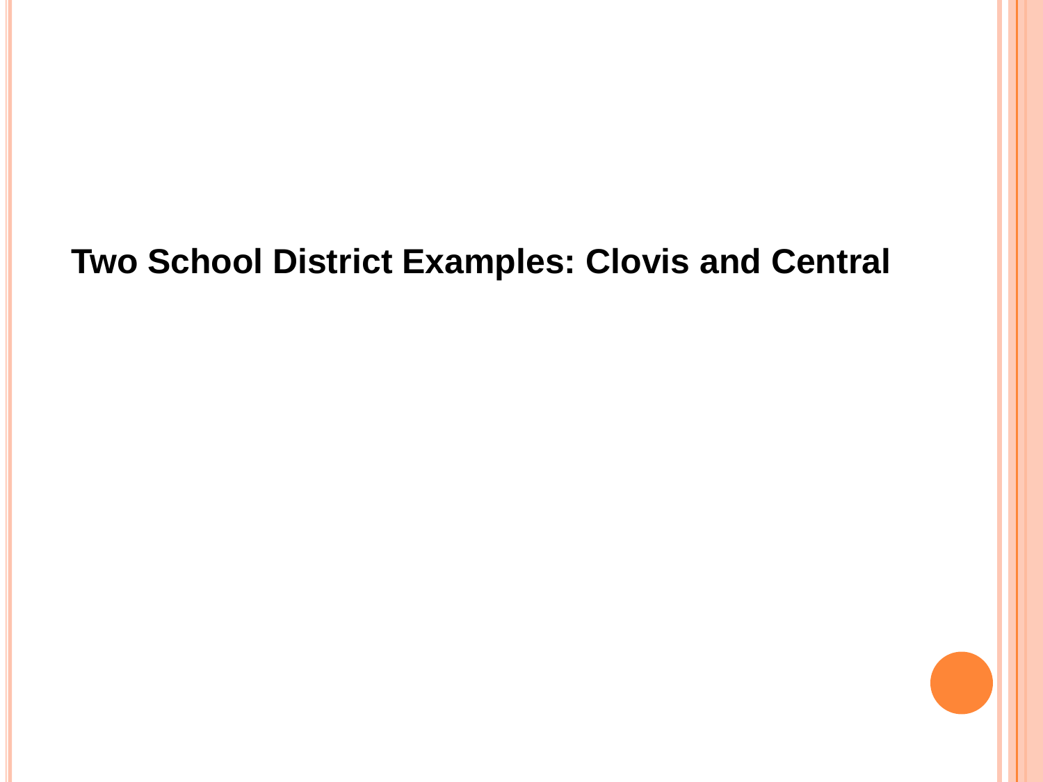# Two School District Examples: Clovis and Central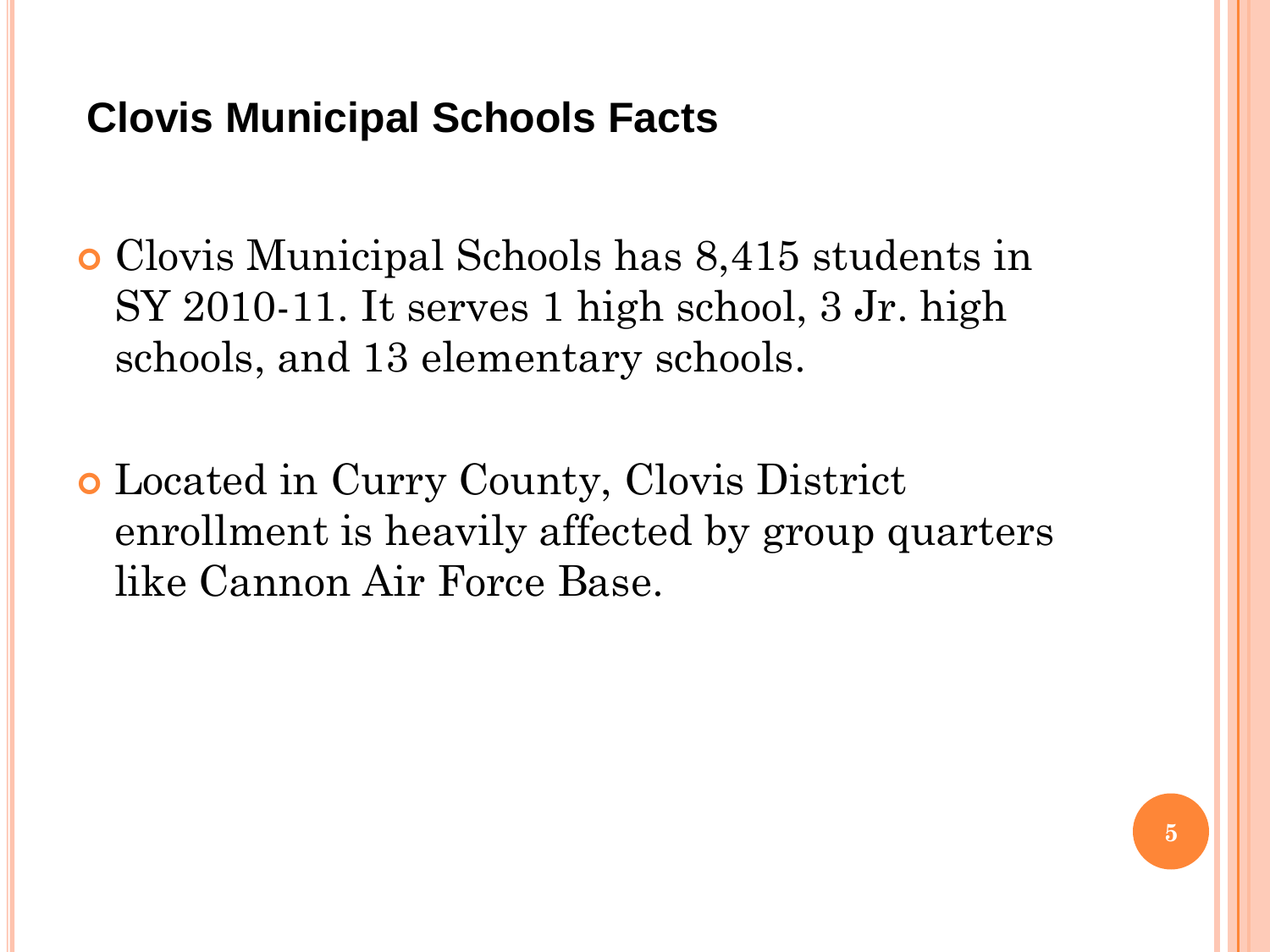## Clovis Municipal Schools Facts

- Clovis Municipal Schools has 8,415 students in SY 2010-11. It serves 1 high school, 3 Jr. high schools, and 13 elementary schools.

- Located in Curry County, Clovis District enrollment is heavily affected by group quarters like Cannon Air Force Base.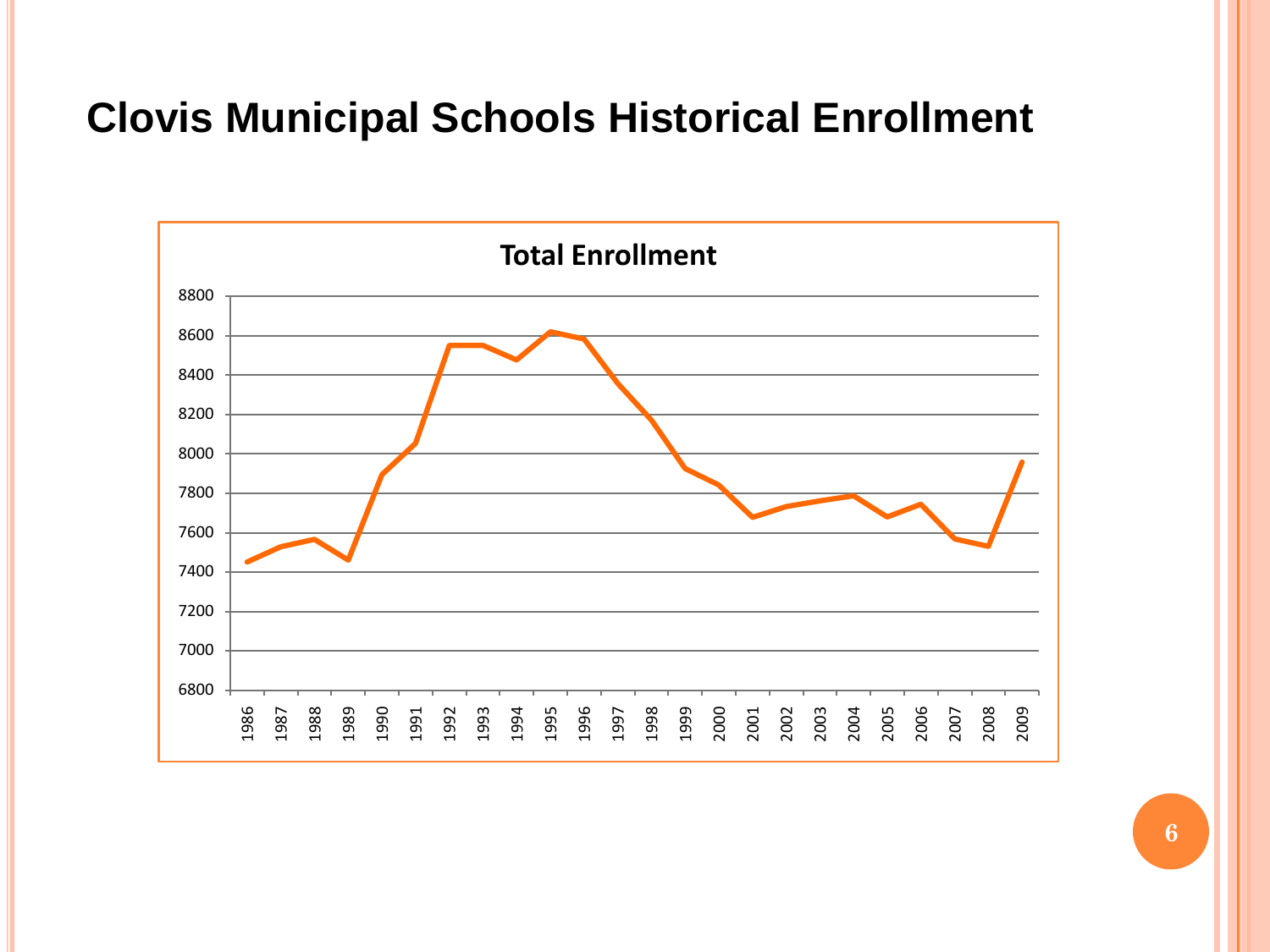# Clovis Municipal Schools Historical Enrollment

**Total Enrollment**

8800
8600
8400
8200
8000
7800
7600
7400
7200
7000
6800

1986 1987 1988 1989 1990 1991 1992 1993 1994 1995 1996 1997 1998 1999 2000 2001 2002 2003 2004 2005 2006 2007 2008 2009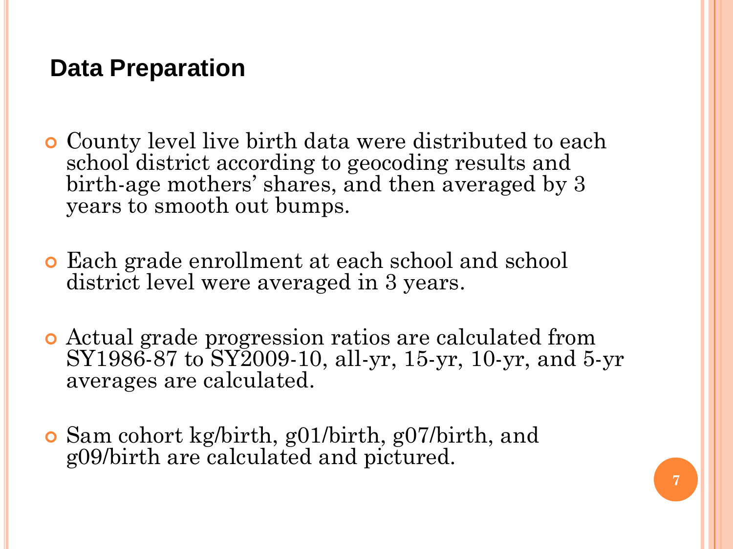## Data Preparation

- County level live birth data were distributed to each school district according to geocoding results and birth-age mothers' shares, and then averaged by 3 years to smooth out bumps.

- Each grade enrollment at each school and school district level were averaged in 3 years.

- Actual grade progression ratios are calculated from SY1986-87 to SY2009-10, all-yr, 15-yr, 10-yr, and 5-yr averages are calculated.

- Sam cohort kg/birth, g01/birth, g07/birth, and g09/birth are calculated and pictured.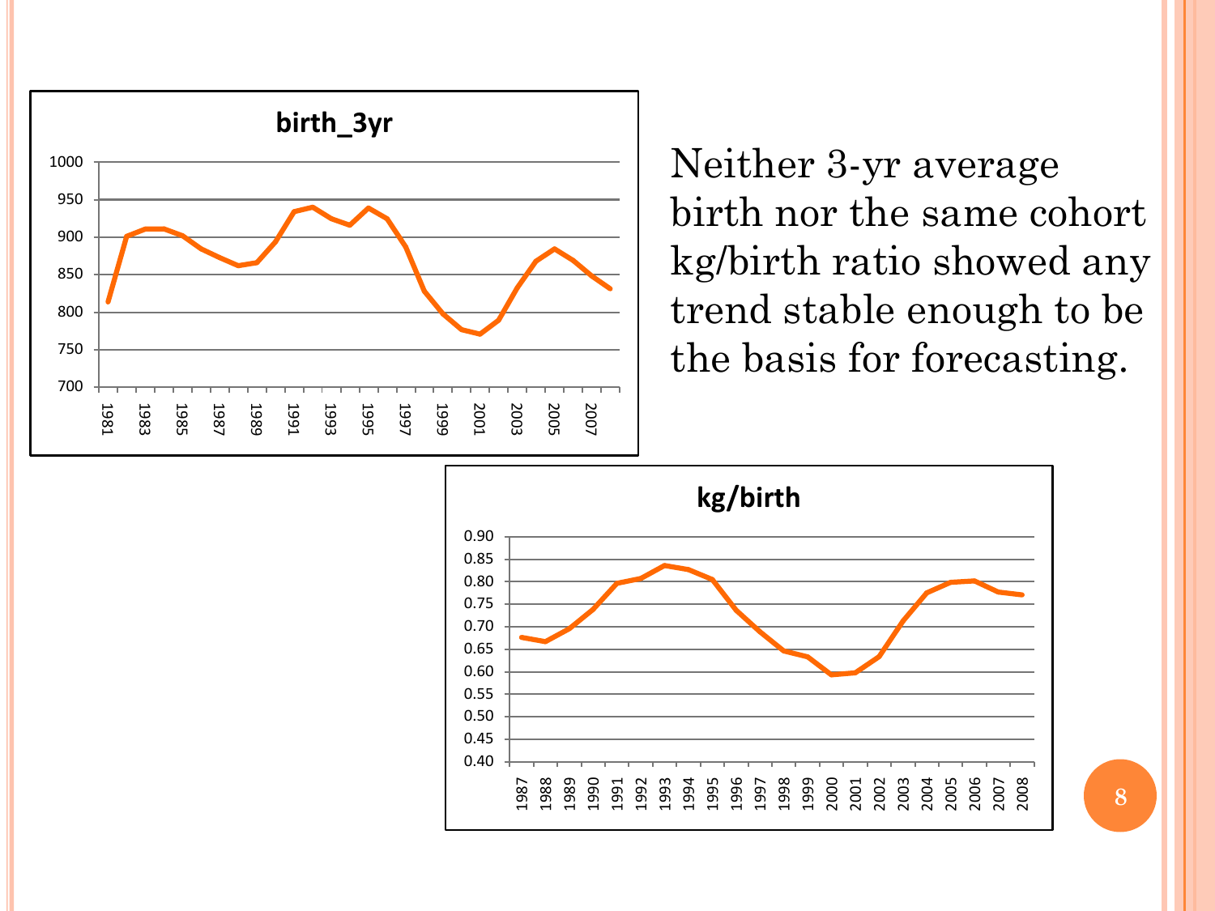Neither 3-yr average birth nor the same cohort kg/birth ratio showed any trend stable enough to be the basis for forecasting.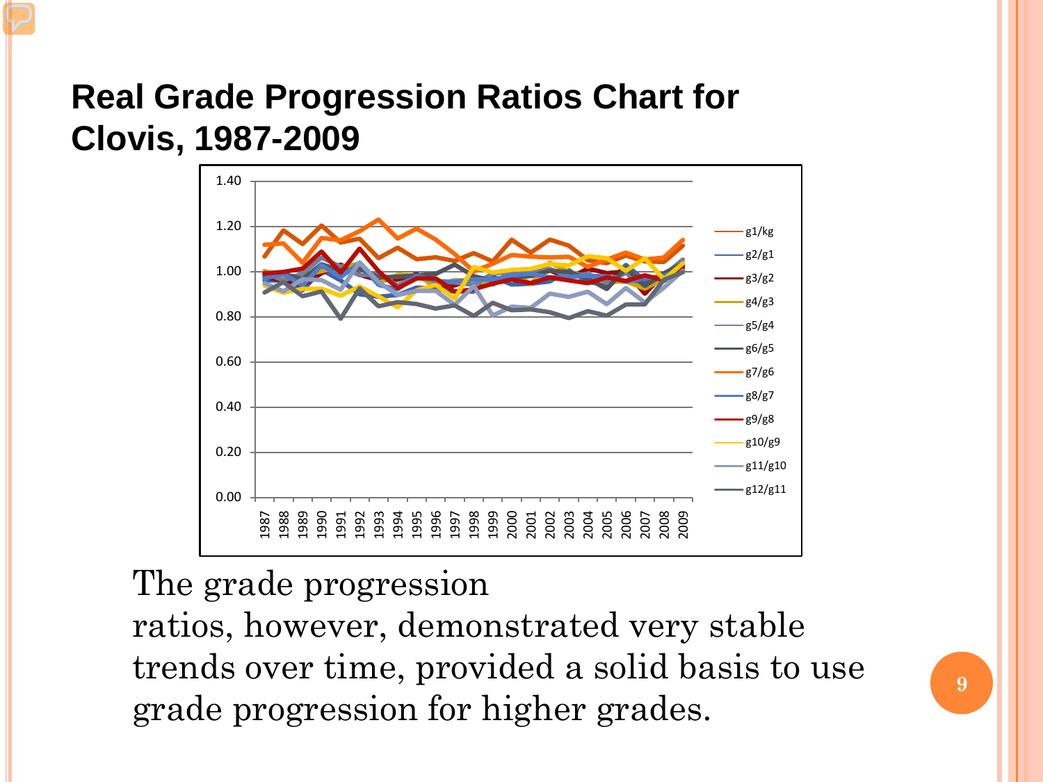# Real Grade Progression Ratios Chart for Clovis, 1987-2009

The grade progression ratios, however, demonstrated very stable trends over time, provided a solid basis to use grade progression for higher grades.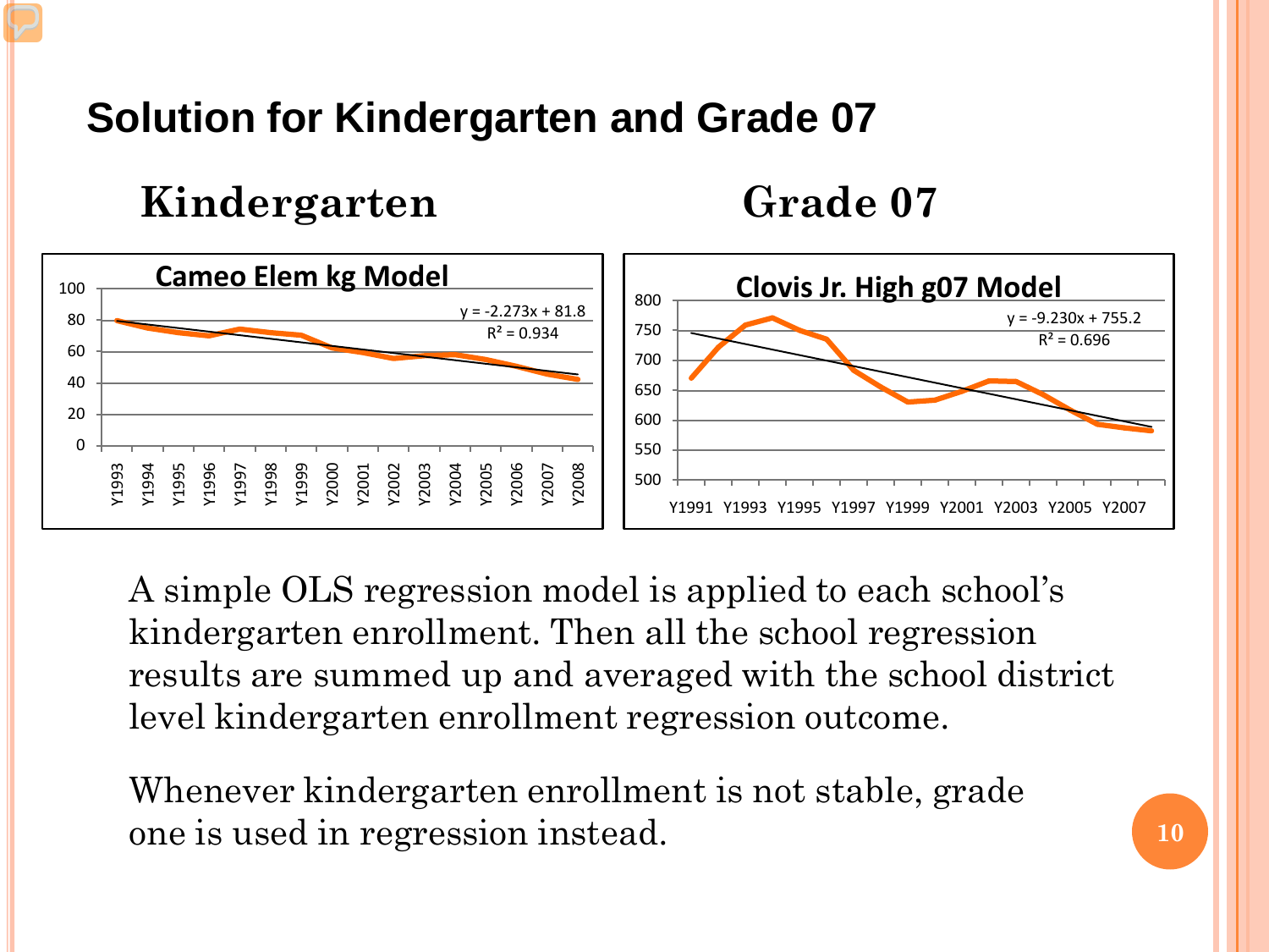# Solution for Kindergarten and Grade 07

## Kindergarten

**Cameo Elem kg Model**

$y = -2.273x + 81.8$

$R^2 = 0.934$

## Grade 07

**Clovis Jr. High g07 Model**

$y = -9.230x + 755.2$

$R^2 = 0.696$

A simple OLS regression model is applied to each school's kindergarten enrollment. Then all the school regression results are summed up and averaged with the school district level kindergarten enrollment regression outcome.

Whenever kindergarten enrollment is not stable, grade one is used in regression instead.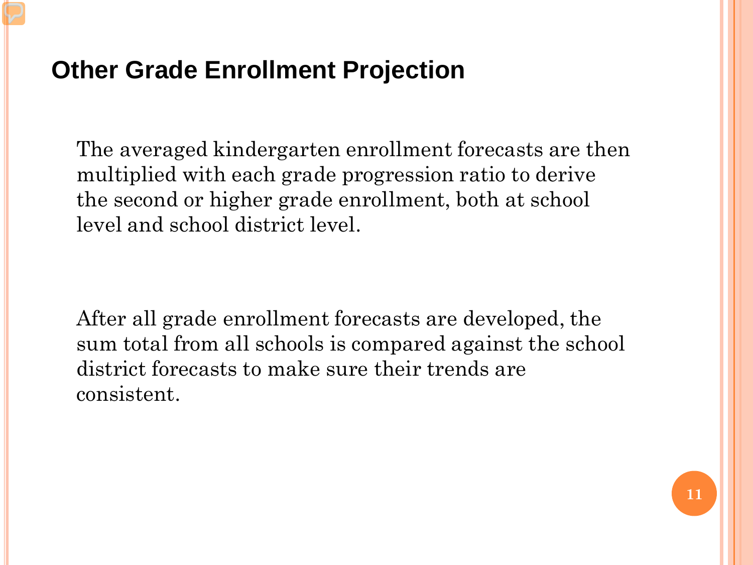# Other Grade Enrollment Projection

The averaged kindergarten enrollment forecasts are then multiplied with each grade progression ratio to derive the second or higher grade enrollment, both at school level and school district level.

After all grade enrollment forecasts are developed, the sum total from all schools is compared against the school district forecasts to make sure their trends are consistent.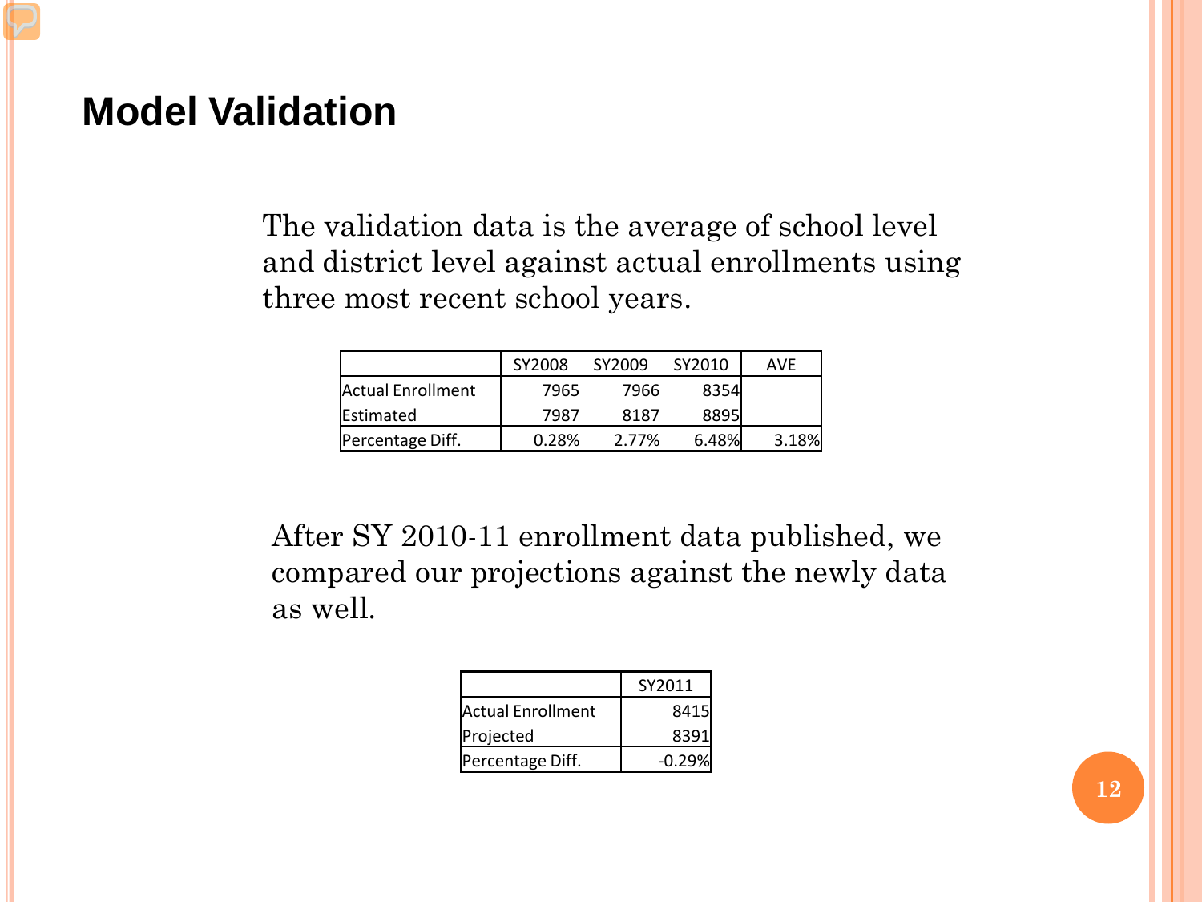# Model Validation

The validation data is the average of school level and district level against actual enrollments using three most recent school years.

| | SY2008 | SY2009 | SY2010 | AVE |
|---|---|---|---|---|
| Actual Enrollment | 7965 | 7966 | 8354 | |
| Estimated | 7987 | 8187 | 8895 | |
| Percentage Diff. | 0.28% | 2.77% | 6.48% | 3.18% |

After SY 2010-11 enrollment data published, we compared our projections against the newly data as well.

| | SY2011 |
|---|---|
| Actual Enrollment | 8415 |
| Projected | 8391 |
| Percentage Diff. | -0.29% |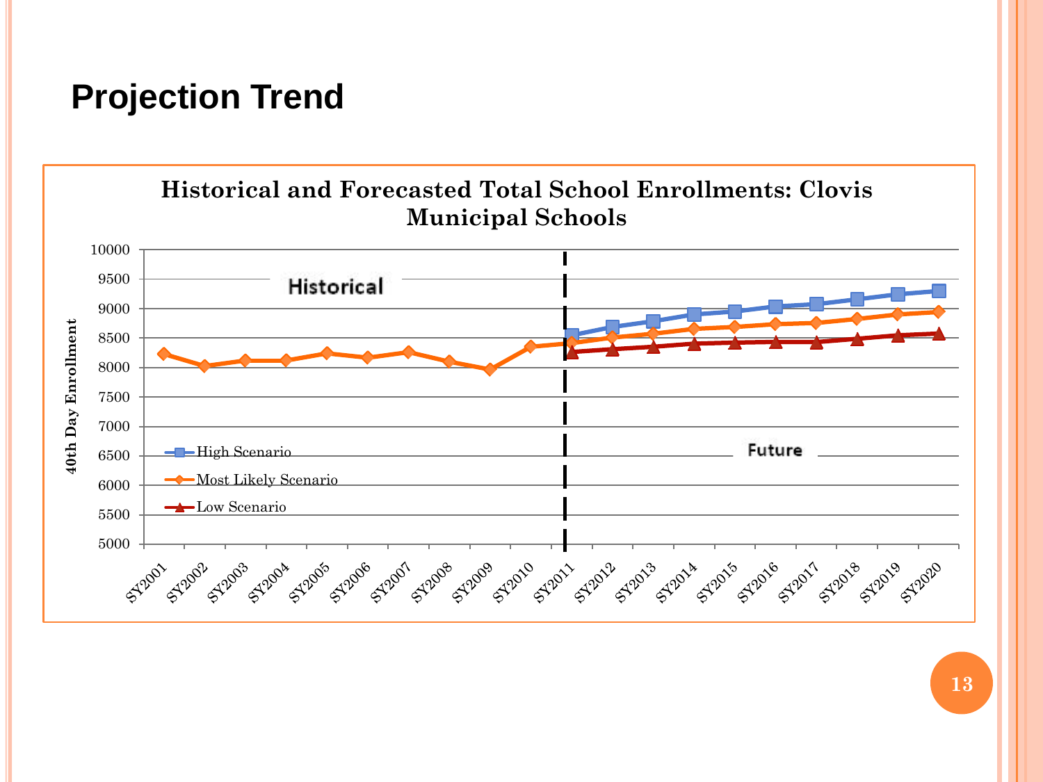# Projection Trend

**Historical and Forecasted Total School Enrollments: Clovis Municipal Schools**

40th Day Enrollment

Historical

Future

- High Scenario
- Most Likely Scenario
- Low Scenario

10000, 9500, 9000, 8500, 8000, 7500, 7000, 6500, 6000, 5500, 5000

SY2001, SY2002, SY2003, SY2004, SY2005, SY2006, SY2007, SY2008, SY2009, SY2010, SY2011, SY2012, SY2013, SY2014, SY2015, SY2016, SY2017, SY2018, SY2019, SY2020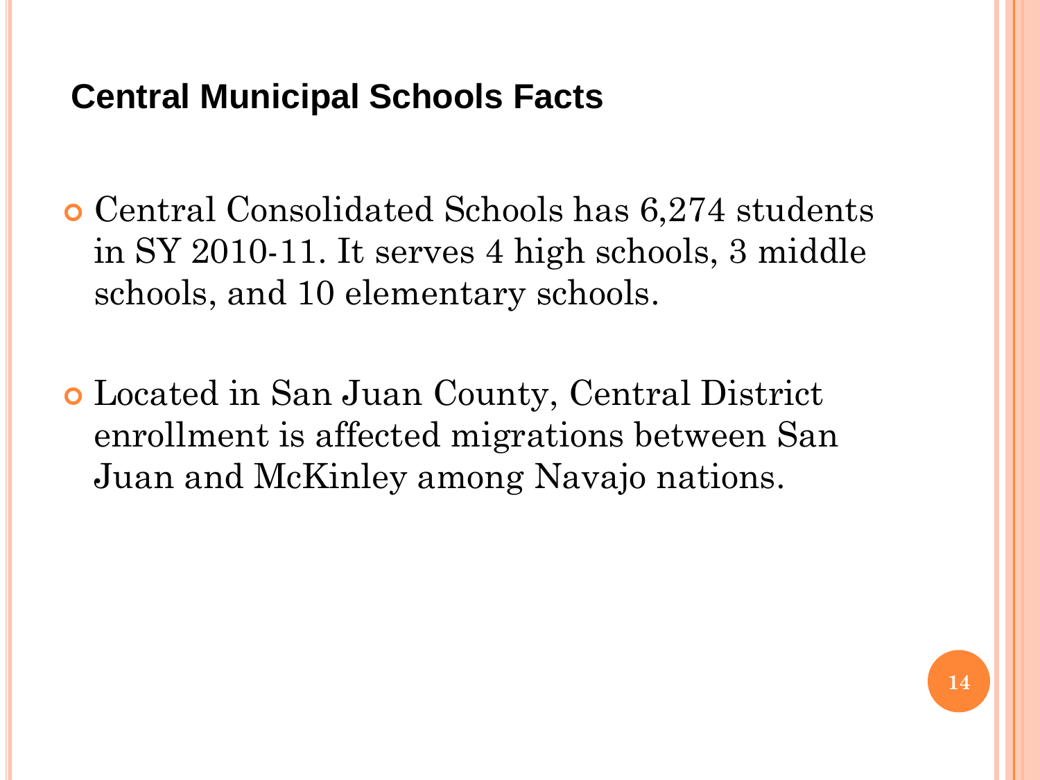## Central Municipal Schools Facts

- Central Consolidated Schools has 6,274 students in SY 2010-11. It serves 4 high schools, 3 middle schools, and 10 elementary schools.

- Located in San Juan County, Central District enrollment is affected migrations between San Juan and McKinley among Navajo nations.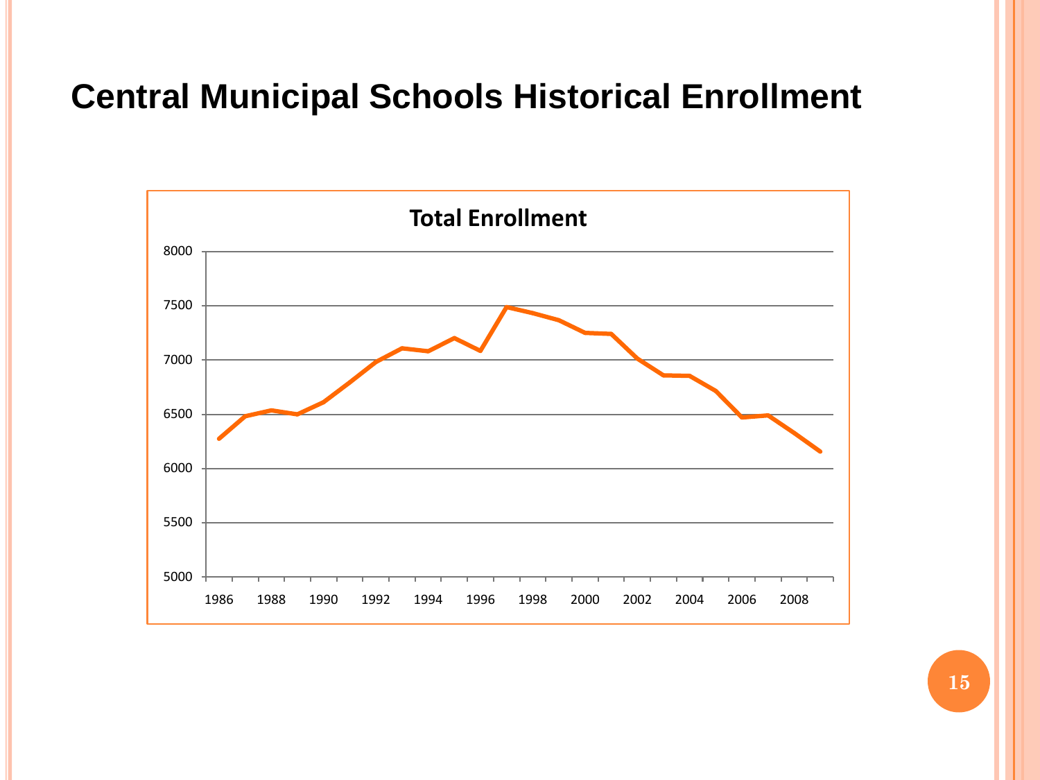# Central Municipal Schools Historical Enrollment

**Total Enrollment**

8000

7500

7000

6500

6000

5500

5000

1986 1988 1990 1992 1994 1996 1998 2000 2002 2004 2006 2008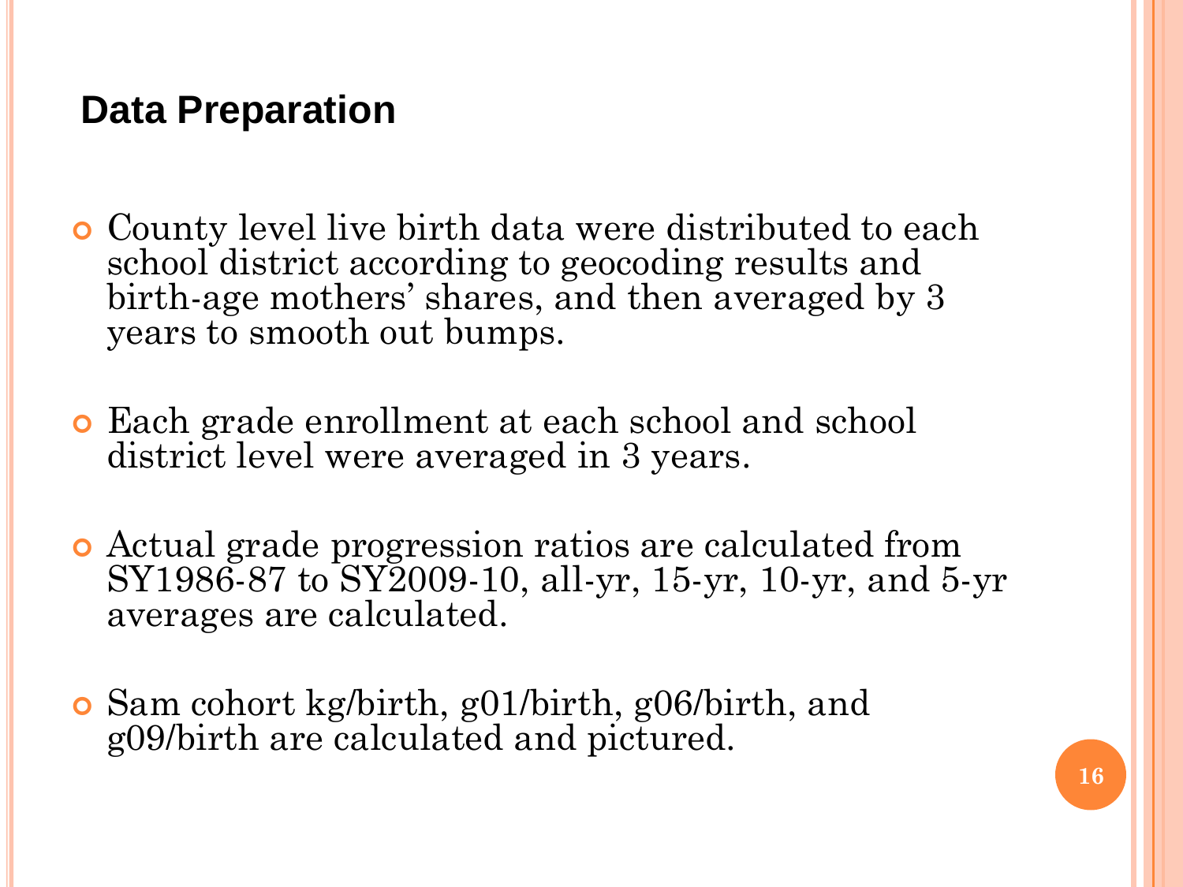## Data Preparation

- County level live birth data were distributed to each school district according to geocoding results and birth-age mothers' shares, and then averaged by 3 years to smooth out bumps.
- Each grade enrollment at each school and school district level were averaged in 3 years.
- Actual grade progression ratios are calculated from SY1986-87 to SY2009-10, all-yr, 15-yr, 10-yr, and 5-yr averages are calculated.
- Sam cohort kg/birth, g01/birth, g06/birth, and g09/birth are calculated and pictured.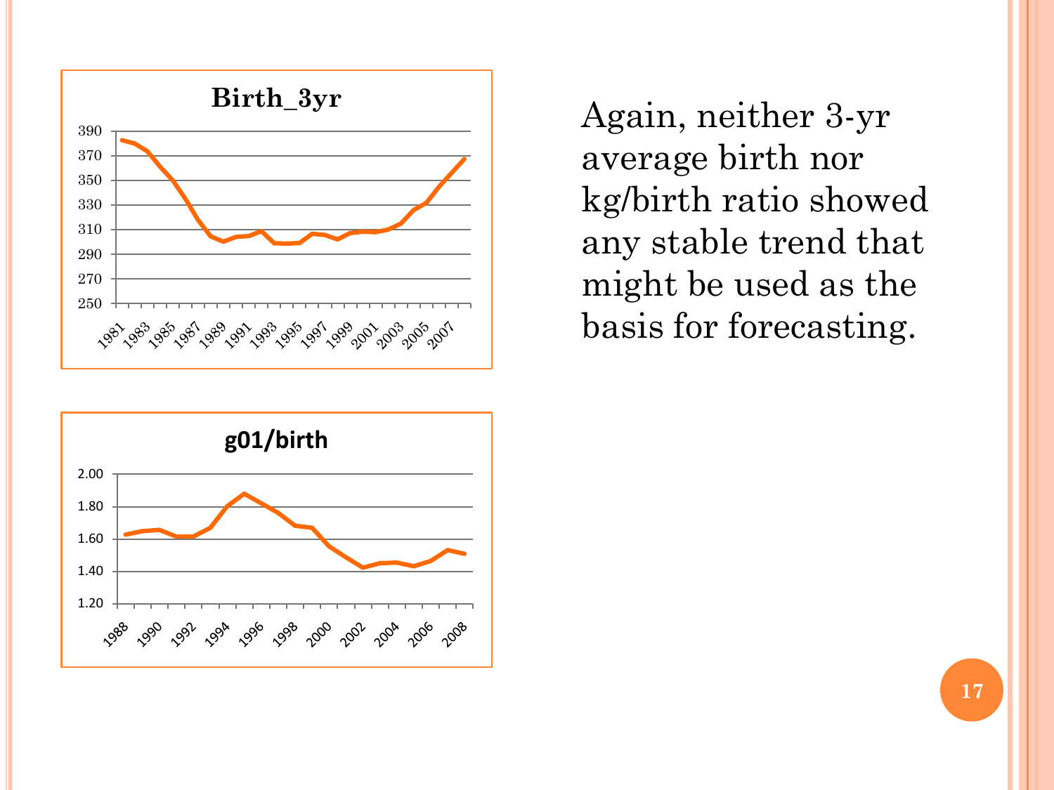**Birth_3yr**

**g01/birth**

Again, neither 3-yr average birth nor kg/birth ratio showed any stable trend that might be used as the basis for forecasting.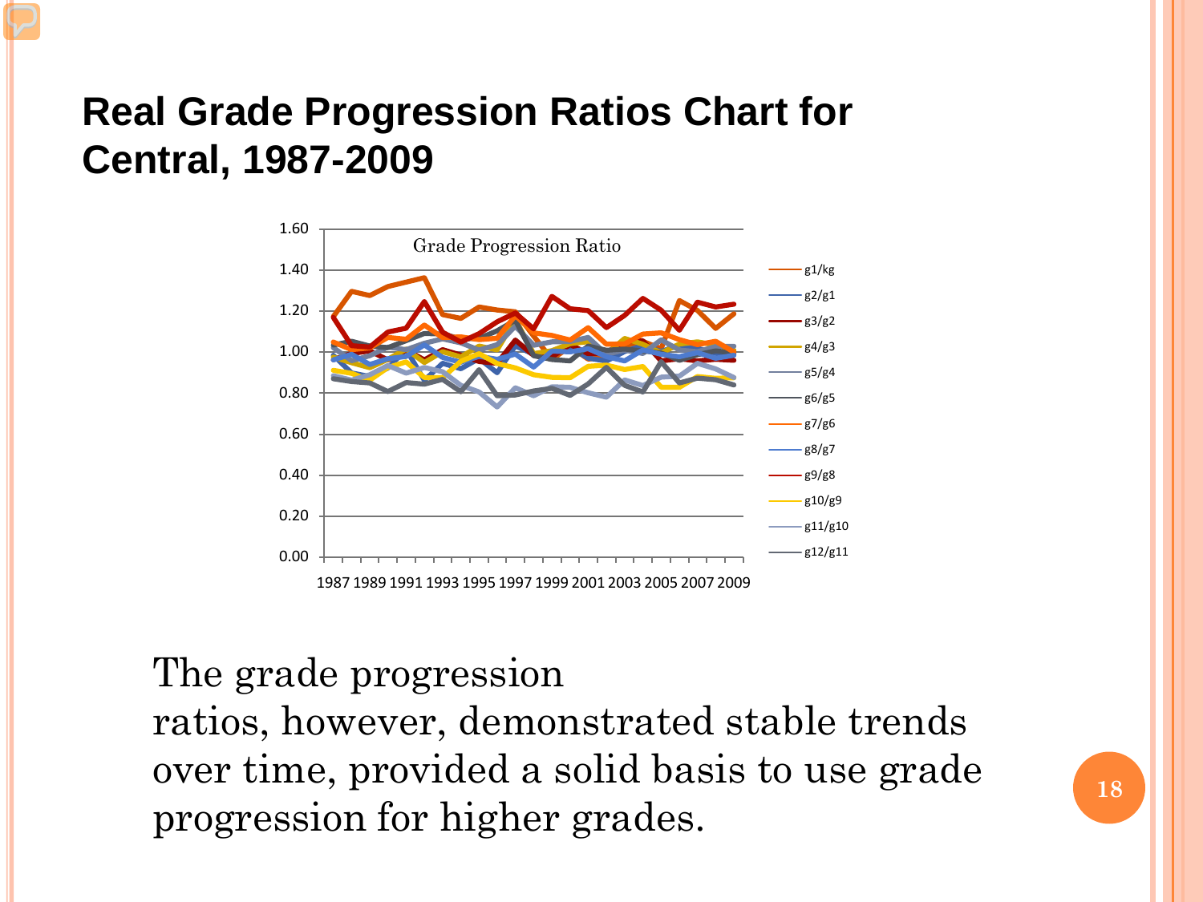# Real Grade Progression Ratios Chart for Central, 1987-2009

Grade Progression Ratio

1.60
1.40
1.20
1.00
0.80
0.60
0.40
0.20
0.00

1987 1989 1991 1993 1995 1997 1999 2001 2003 2005 2007 2009

g1/kg
g2/g1
g3/g2
g4/g3
g5/g4
g6/g5
g7/g6
g8/g7
g9/g8
g10/g9
g11/g10
g12/g11

The grade progression ratios, however, demonstrated stable trends over time, provided a solid basis to use grade progression for higher grades.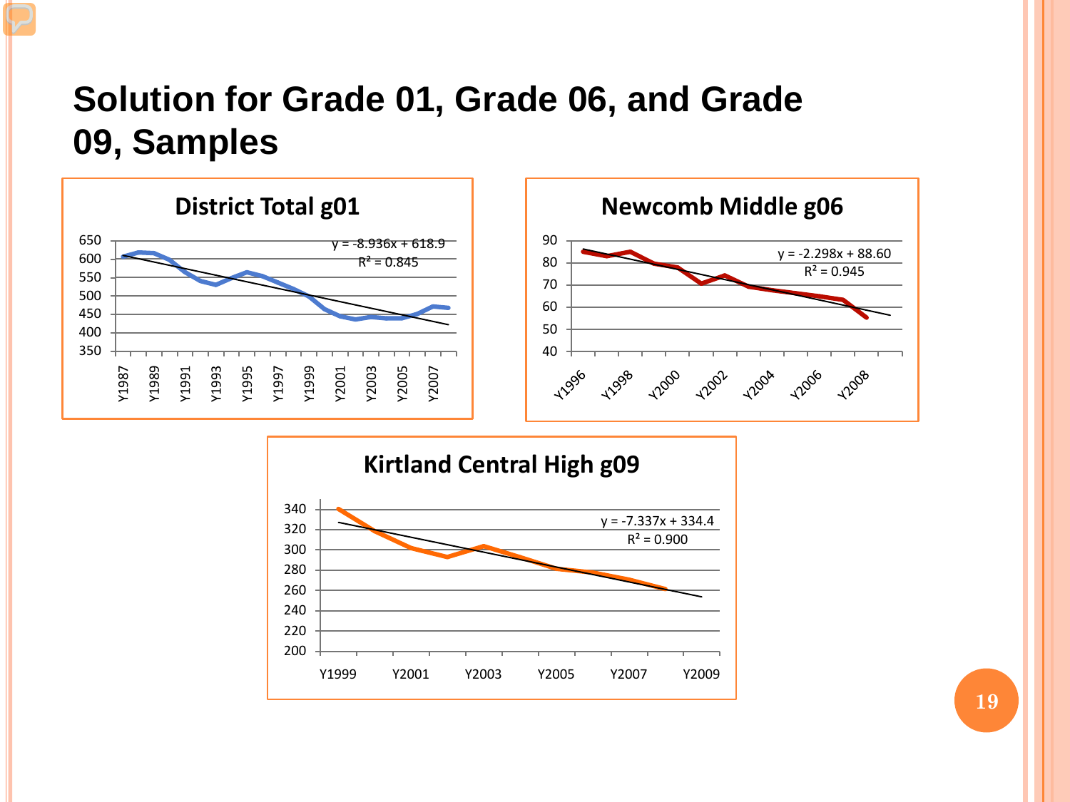# Solution for Grade 01, Grade 06, and Grade 09, Samples

**District Total g01**

$y = -8.936x + 618.9$

$R^2 = 0.845$

**Newcomb Middle g06**

$y = -2.298x + 88.60$

$R^2 = 0.945$

**Kirtland Central High g09**

$y = -7.337x + 334.4$

$R^2 = 0.900$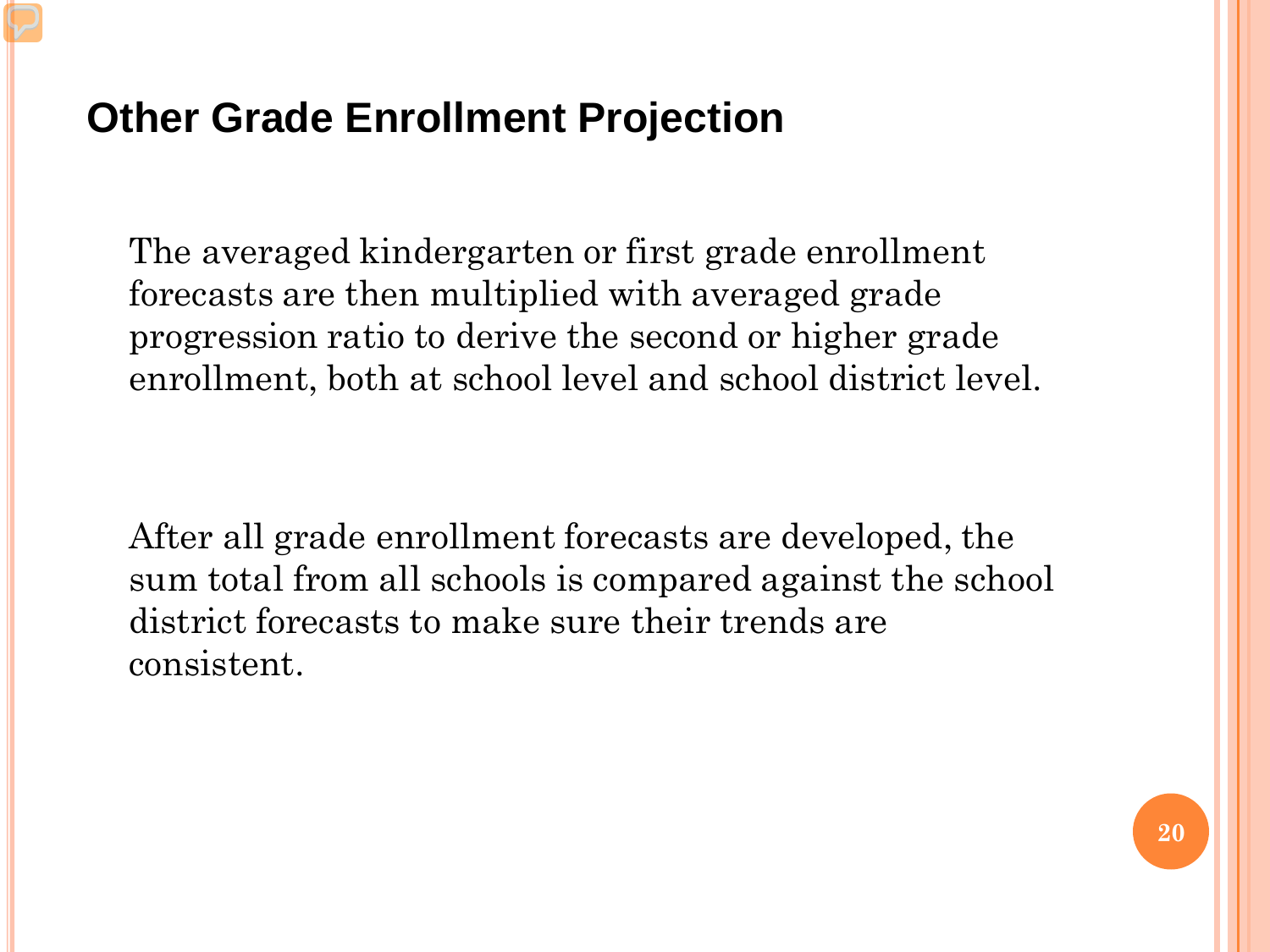## Other Grade Enrollment Projection

The averaged kindergarten or first grade enrollment forecasts are then multiplied with averaged grade progression ratio to derive the second or higher grade enrollment, both at school level and school district level.

After all grade enrollment forecasts are developed, the sum total from all schools is compared against the school district forecasts to make sure their trends are consistent.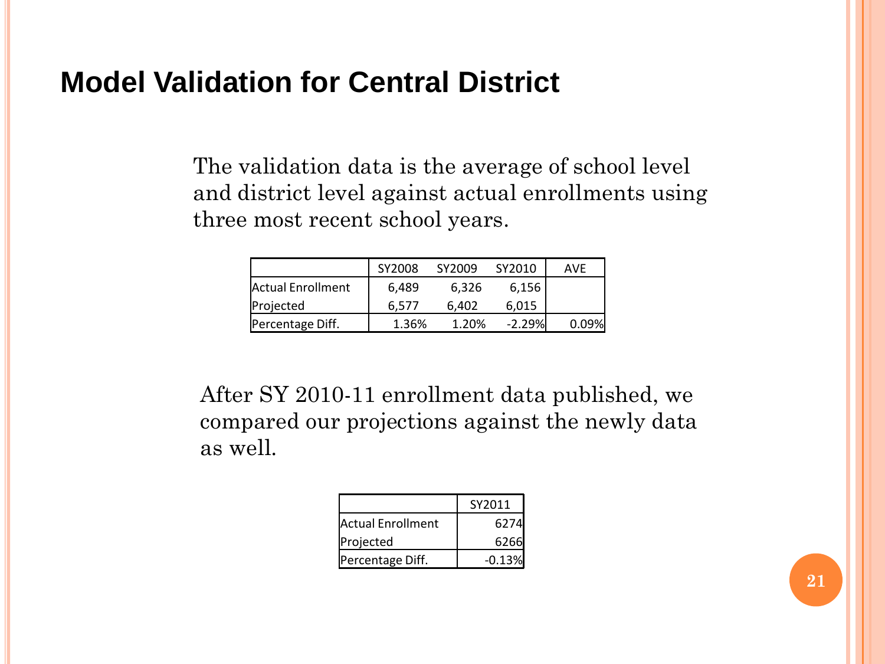# Model Validation for Central District

The validation data is the average of school level and district level against actual enrollments using three most recent school years.

| | SY2008 | SY2009 | SY2010 | AVE |
|---|---|---|---|---|
| Actual Enrollment | 6,489 | 6,326 | 6,156 | |
| Projected | 6,577 | 6,402 | 6,015 | |
| Percentage Diff. | 1.36% | 1.20% | -2.29% | 0.09% |

After SY 2010-11 enrollment data published, we compared our projections against the newly data as well.

| | SY2011 |
|---|---|
| Actual Enrollment | 6274 |
| Projected | 6266 |
| Percentage Diff. | -0.13% |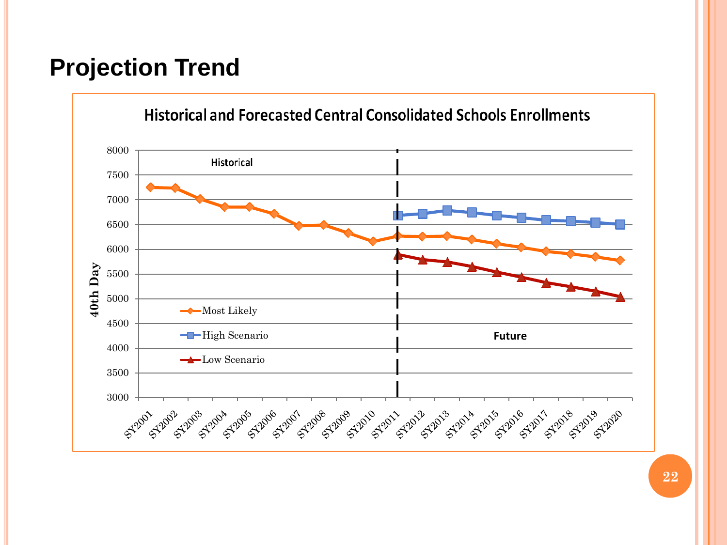# Projection Trend

Historical and Forecasted Central Consolidated Schools Enrollments

Historical

Future

40th Day

- Most Likely
- High Scenario
- Low Scenario

SY2001 SY2002 SY2003 SY2004 SY2005 SY2006 SY2007 SY2008 SY2009 SY2010 SY2011 SY2012 SY2013 SY2014 SY2015 SY2016 SY2017 SY2018 SY2019 SY2020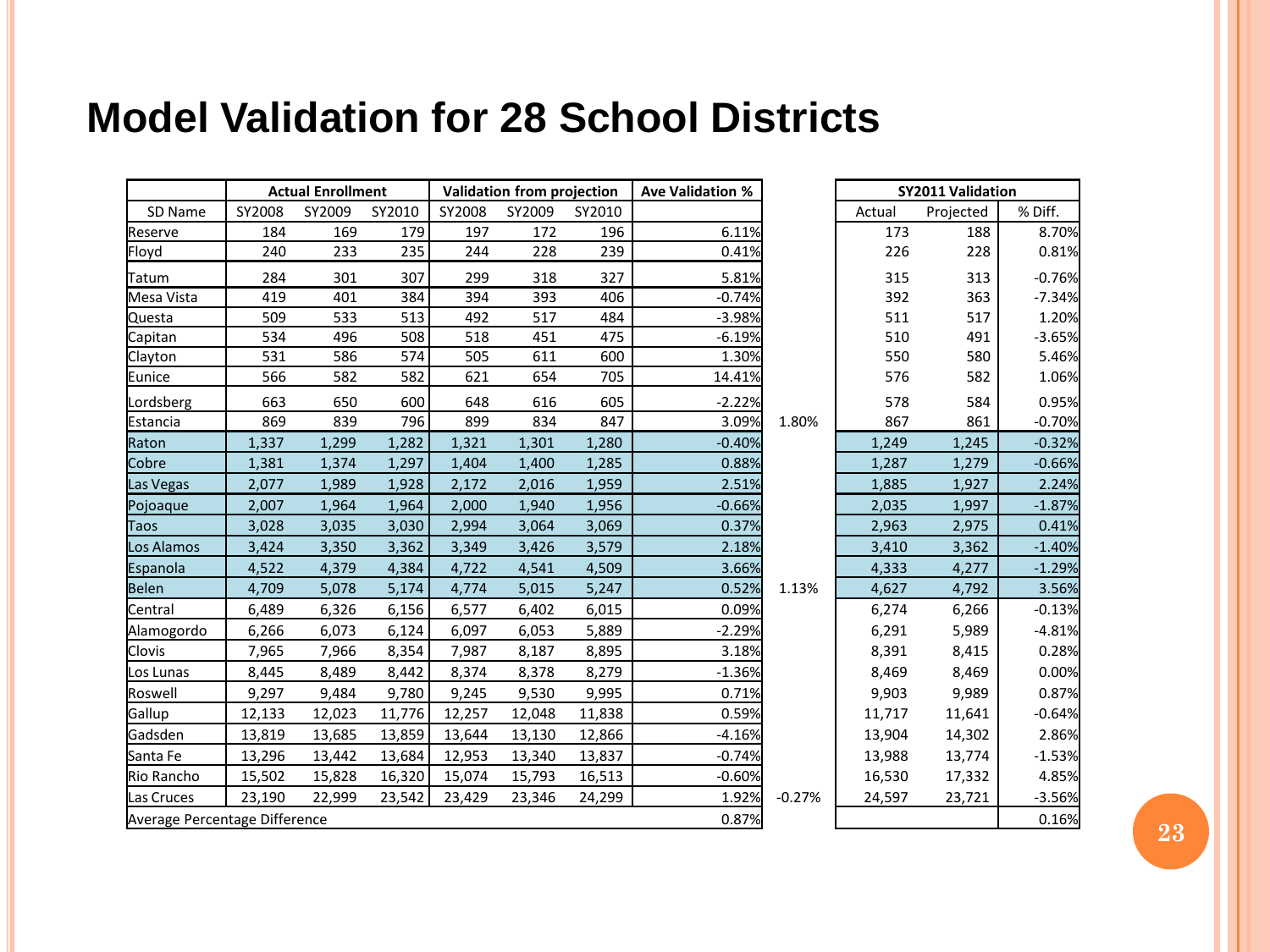# Model Validation for 28 School Districts

| | Actual Enrollment | | | Validation from projection | | | Ave Validation % | | SY2011 Validation | | |
|---|---|---|---|---|---|---|---|---|---|---|---|
| SD Name | SY2008 | SY2009 | SY2010 | SY2008 | SY2009 | SY2010 | | | Actual | Projected | % Diff. |
| Reserve | 184 | 169 | 179 | 197 | 172 | 196 | 6.11% | | 173 | 188 | 8.70% |
| Floyd | 240 | 233 | 235 | 244 | 228 | 239 | 0.41% | | 226 | 228 | 0.81% |
| Tatum | 284 | 301 | 307 | 299 | 318 | 327 | 5.81% | | 315 | 313 | -0.76% |
| Mesa Vista | 419 | 401 | 384 | 394 | 393 | 406 | -0.74% | | 392 | 363 | -7.34% |
| Questa | 509 | 533 | 513 | 492 | 517 | 484 | -3.98% | | 511 | 517 | 1.20% |
| Capitan | 534 | 496 | 508 | 518 | 451 | 475 | -6.19% | | 510 | 491 | -3.65% |
| Clayton | 531 | 586 | 574 | 505 | 611 | 600 | 1.30% | | 550 | 580 | 5.46% |
| Eunice | 566 | 582 | 582 | 621 | 654 | 705 | 14.41% | | 576 | 582 | 1.06% |
| Lordsberg | 663 | 650 | 600 | 648 | 616 | 605 | -2.22% | | 578 | 584 | 0.95% |
| Estancia | 869 | 839 | 796 | 899 | 834 | 847 | 3.09% | 1.80% | 867 | 861 | -0.70% |
| Raton | 1,337 | 1,299 | 1,282 | 1,321 | 1,301 | 1,280 | -0.40% | | 1,249 | 1,245 | -0.32% |
| Cobre | 1,381 | 1,374 | 1,297 | 1,404 | 1,400 | 1,285 | 0.88% | | 1,287 | 1,279 | -0.66% |
| Las Vegas | 2,077 | 1,989 | 1,928 | 2,172 | 2,016 | 1,959 | 2.51% | | 1,885 | 1,927 | 2.24% |
| Pojoaque | 2,007 | 1,964 | 1,964 | 2,000 | 1,940 | 1,956 | -0.66% | | 2,035 | 1,997 | -1.87% |
| Taos | 3,028 | 3,035 | 3,030 | 2,994 | 3,064 | 3,069 | 0.37% | | 2,963 | 2,975 | 0.41% |
| Los Alamos | 3,424 | 3,350 | 3,362 | 3,349 | 3,426 | 3,579 | 2.18% | | 3,410 | 3,362 | -1.40% |
| Espanola | 4,522 | 4,379 | 4,384 | 4,722 | 4,541 | 4,509 | 3.66% | | 4,333 | 4,277 | -1.29% |
| Belen | 4,709 | 5,078 | 5,174 | 4,774 | 5,015 | 5,247 | 0.52% | 1.13% | 4,627 | 4,792 | 3.56% |
| Central | 6,489 | 6,326 | 6,156 | 6,577 | 6,402 | 6,015 | 0.09% | | 6,274 | 6,266 | -0.13% |
| Alamogordo | 6,266 | 6,073 | 6,124 | 6,097 | 6,053 | 5,889 | -2.29% | | 6,291 | 5,989 | -4.81% |
| Clovis | 7,965 | 7,966 | 8,354 | 7,987 | 8,187 | 8,895 | 3.18% | | 8,391 | 8,415 | 0.28% |
| Los Lunas | 8,445 | 8,489 | 8,442 | 8,374 | 8,378 | 8,279 | -1.36% | | 8,469 | 8,469 | 0.00% |
| Roswell | 9,297 | 9,484 | 9,780 | 9,245 | 9,530 | 9,995 | 0.71% | | 9,903 | 9,989 | 0.87% |
| Gallup | 12,133 | 12,023 | 11,776 | 12,257 | 12,048 | 11,838 | 0.59% | | 11,717 | 11,641 | -0.64% |
| Gadsden | 13,819 | 13,685 | 13,859 | 13,644 | 13,130 | 12,866 | -4.16% | | 13,904 | 14,302 | 2.86% |
| Santa Fe | 13,296 | 13,442 | 13,684 | 12,953 | 13,340 | 13,837 | -0.74% | | 13,988 | 13,774 | -1.53% |
| Rio Rancho | 15,502 | 15,828 | 16,320 | 15,074 | 15,793 | 16,513 | -0.60% | | 16,530 | 17,332 | 4.85% |
| Las Cruces | 23,190 | 22,999 | 23,542 | 23,429 | 23,346 | 24,299 | 1.92% | -0.27% | 24,597 | 23,721 | -3.56% |
| Average Percentage Difference | | | | | | | 0.87% | | | | 0.16% |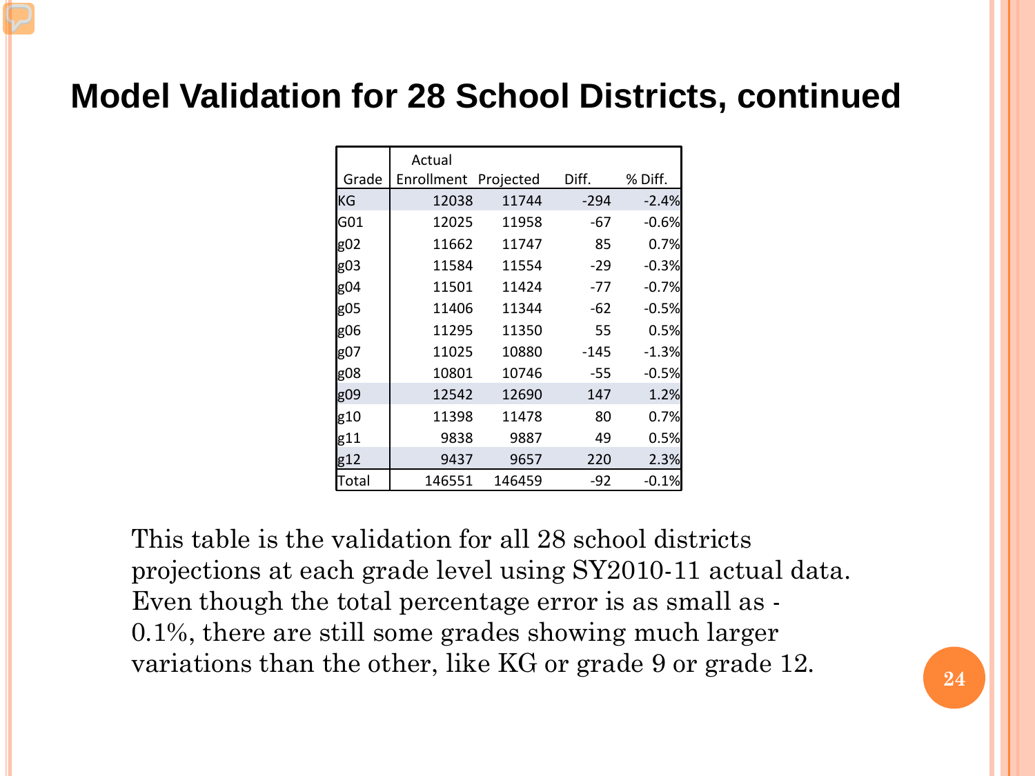# Model Validation for 28 School Districts, continued

| Grade | Actual Enrollment | Projected | Diff. | % Diff. |
|---|---|---|---|---|
| KG | 12038 | 11744 | -294 | -2.4% |
| G01 | 12025 | 11958 | -67 | -0.6% |
| g02 | 11662 | 11747 | 85 | 0.7% |
| g03 | 11584 | 11554 | -29 | -0.3% |
| g04 | 11501 | 11424 | -77 | -0.7% |
| g05 | 11406 | 11344 | -62 | -0.5% |
| g06 | 11295 | 11350 | 55 | 0.5% |
| g07 | 11025 | 10880 | -145 | -1.3% |
| g08 | 10801 | 10746 | -55 | -0.5% |
| g09 | 12542 | 12690 | 147 | 1.2% |
| g10 | 11398 | 11478 | 80 | 0.7% |
| g11 | 9838 | 9887 | 49 | 0.5% |
| g12 | 9437 | 9657 | 220 | 2.3% |
| Total | 146551 | 146459 | -92 | -0.1% |

This table is the validation for all 28 school districts projections at each grade level using SY2010-11 actual data. Even though the total percentage error is as small as -0.1%, there are still some grades showing much larger variations than the other, like KG or grade 9 or grade 12.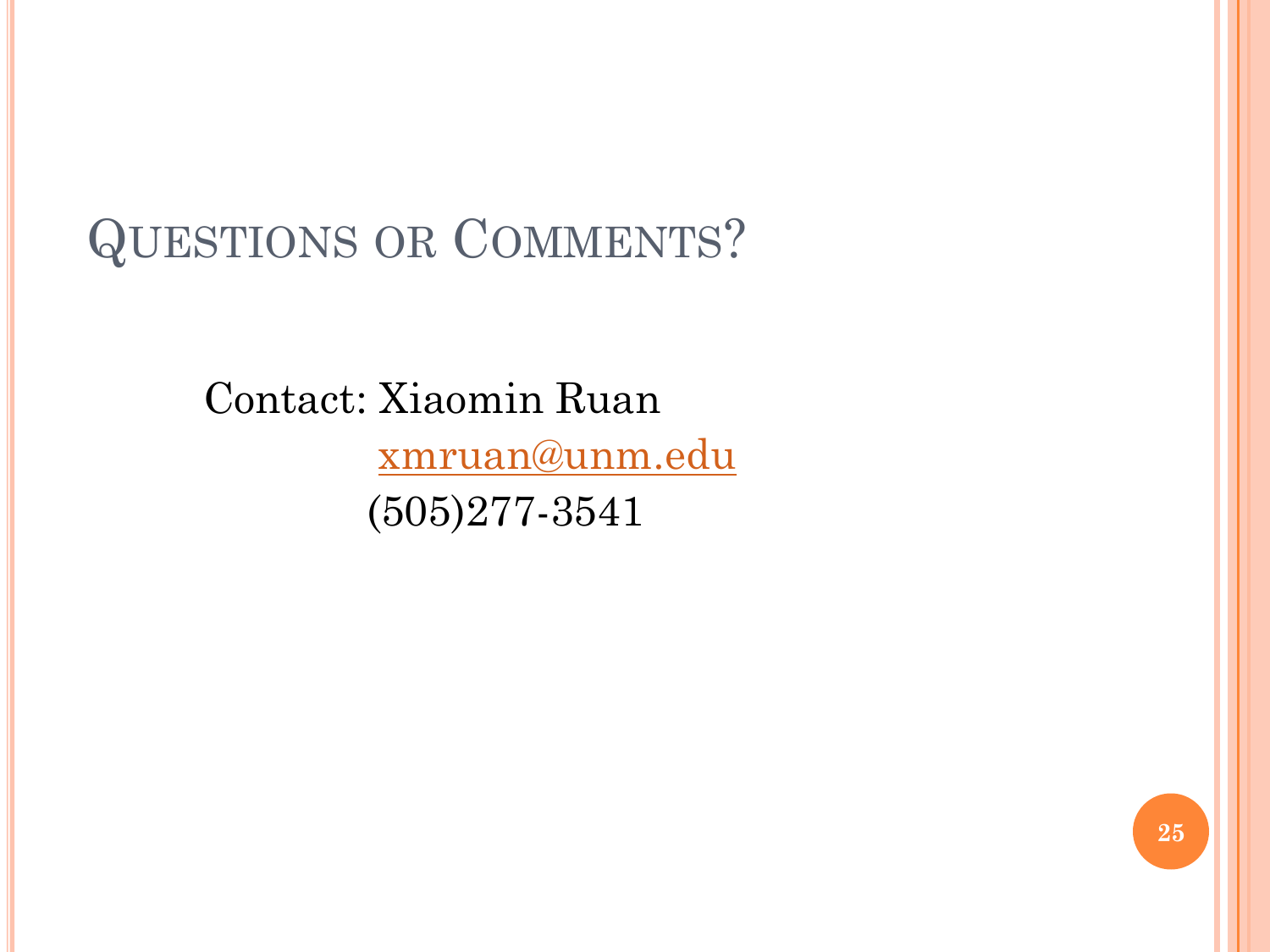# Questions or Comments?

Contact: Xiaomin Ruan

xmruan@unm.edu

(505)277-3541